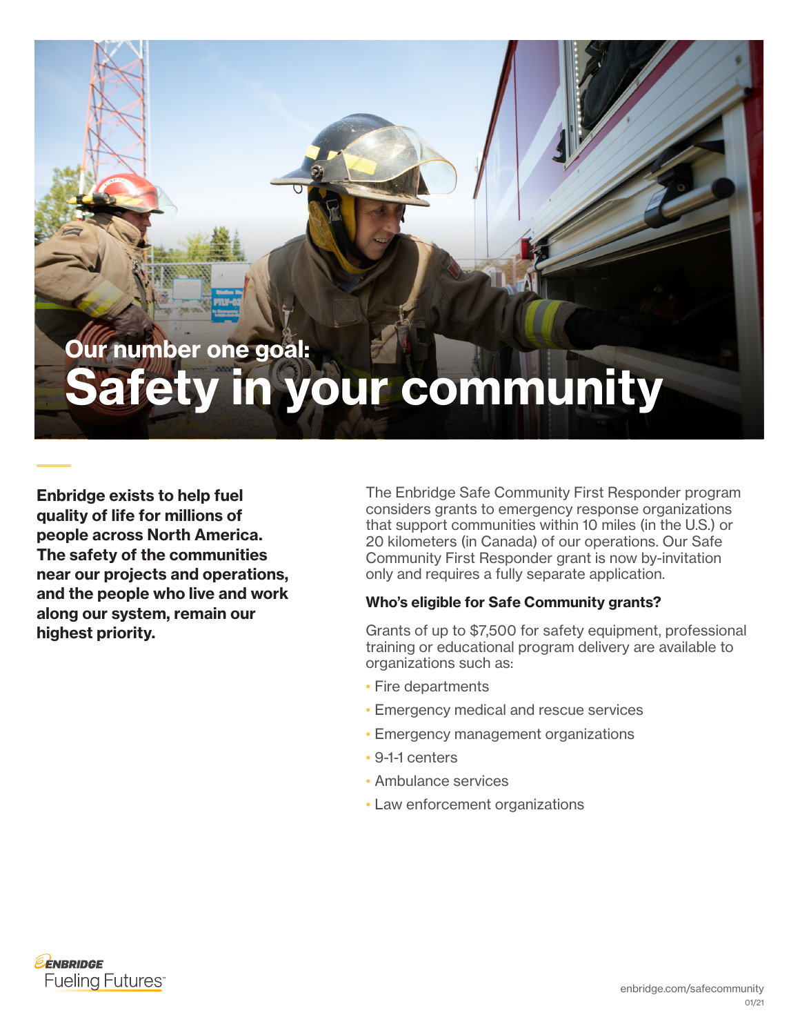Our number one goal:

# Safety in your community

**Enbridge exists to help fuel quality of life for millions of people across North America. The safety of the communities near our projects and operations, and the people who live and work along our system, remain our highest priority.**

The Enbridge Safe Community First Responder program considers grants to emergency response organizations that support communities within 10 miles (in the U.S.) or 20 kilometers (in Canada) of our operations. Our Safe Community First Responder grant is now by-invitation only and requires a fully separate application.

### Who's eligible for Safe Community grants?

Grants of up to $7,500 for safety equipment, professional training or educational program delivery are available to organizations such as:

- Fire departments
- Emergency medical and rescue services
- Emergency management organizations
- 9-1-1 centers
- Ambulance services
- Law enforcement organizations

ENBRIDGE
Fueling Futures

enbridge.com/safecommunity
01/21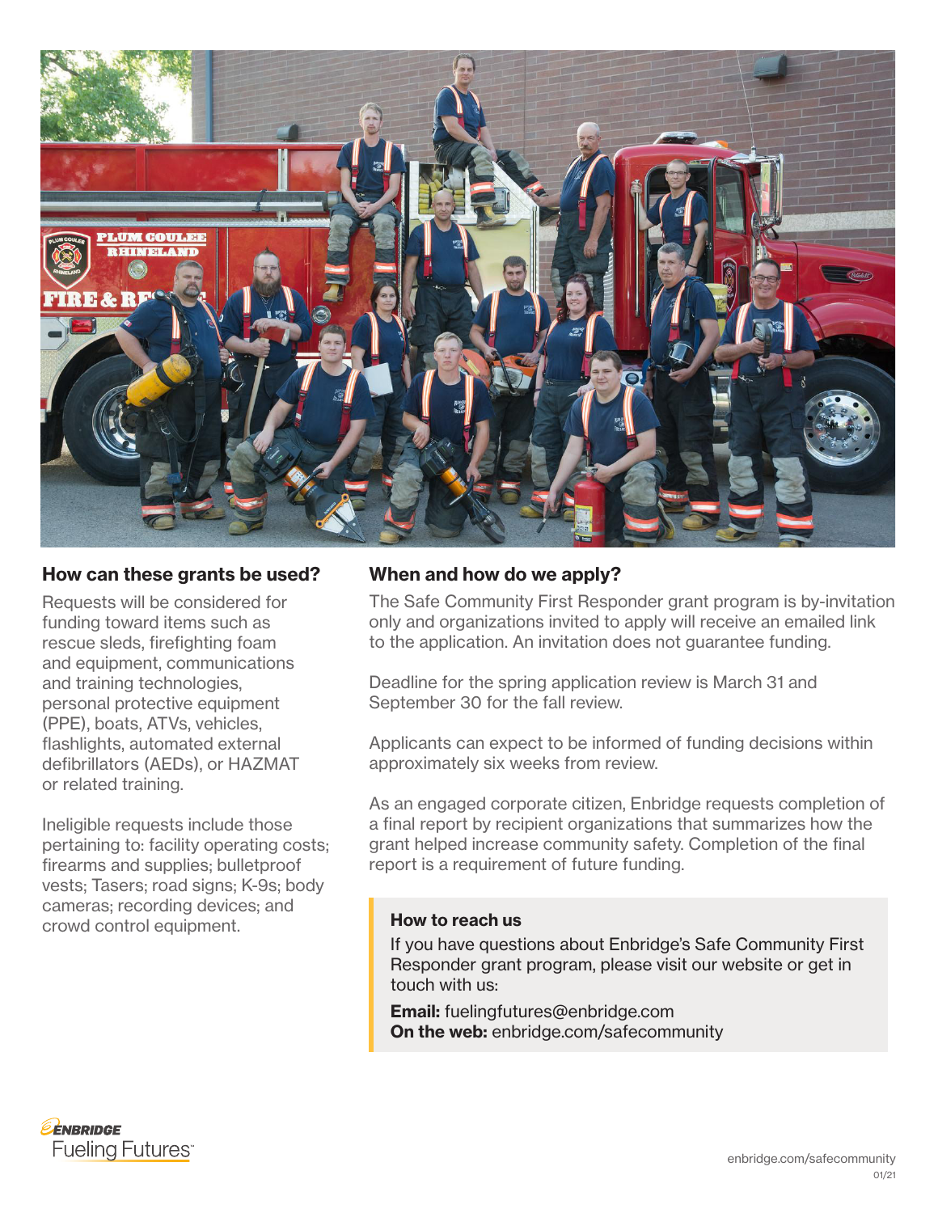## How can these grants be used?

Requests will be considered for funding toward items such as rescue sleds, firefighting foam and equipment, communications and training technologies, personal protective equipment (PPE), boats, ATVs, vehicles, flashlights, automated external defibrillators (AEDs), or HAZMAT or related training.

Ineligible requests include those pertaining to: facility operating costs; firearms and supplies; bulletproof vests; Tasers; road signs; K-9s; body cameras; recording devices; and crowd control equipment.

## When and how do we apply?

The Safe Community First Responder grant program is by-invitation only and organizations invited to apply will receive an emailed link to the application. An invitation does not guarantee funding.

Deadline for the spring application review is March 31 and September 30 for the fall review.

Applicants can expect to be informed of funding decisions within approximately six weeks from review.

As an engaged corporate citizen, Enbridge requests completion of a final report by recipient organizations that summarizes how the grant helped increase community safety. Completion of the final report is a requirement of future funding.

### How to reach us

If you have questions about Enbridge's Safe Community First Responder grant program, please visit our website or get in touch with us:

**Email:** fuelingfutures@enbridge.com
**On the web:** enbridge.com/safecommunity

ENBRIDGE Fueling Futures

enbridge.com/safecommunity
01/21